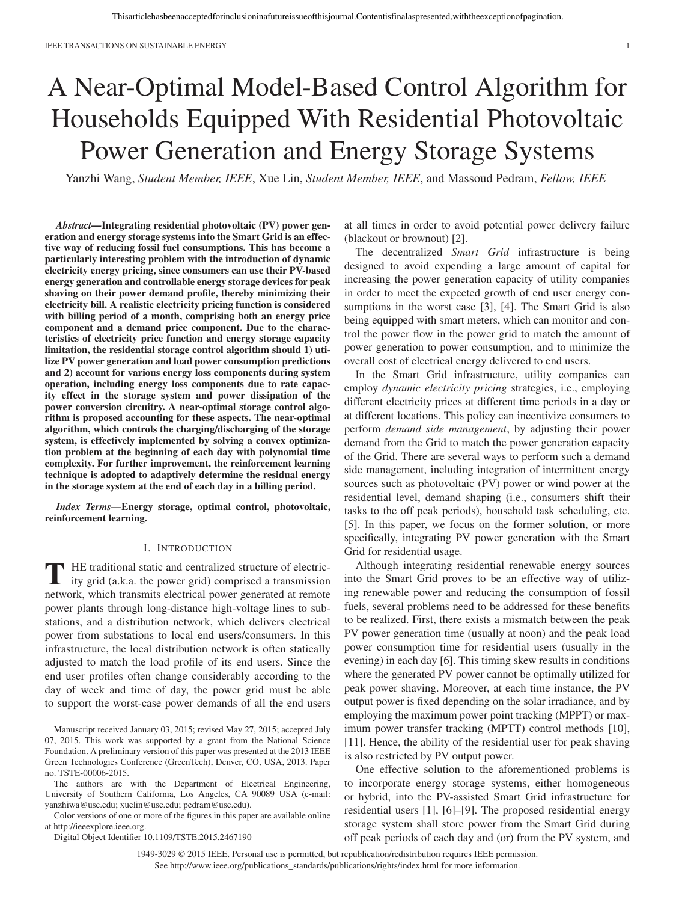# A Near-Optimal Model-Based Control Algorithm for Households Equipped With Residential Photovoltaic Power Generation and Energy Storage Systems

Yanzhi Wang, *Student Member, IEEE*, Xue Lin, *Student Member, IEEE*, and Massoud Pedram, *Fellow, IEEE*

***Abstract*—Integrating residential photovoltaic (PV) power generation and energy storage systems into the Smart Grid is an effective way of reducing fossil fuel consumptions. This has become a particularly interesting problem with the introduction of dynamic electricity energy pricing, since consumers can use their PV-based energy generation and controllable energy storage devices for peak shaving on their power demand profile, thereby minimizing their electricity bill. A realistic electricity pricing function is considered with billing period of a month, comprising both an energy price component and a demand price component. Due to the characteristics of electricity price function and energy storage capacity limitation, the residential storage control algorithm should 1) utilize PV power generation and load power consumption predictions and 2) account for various energy loss components during system operation, including energy loss components due to rate capacity effect in the storage system and power dissipation of the power conversion circuitry. A near-optimal storage control algorithm is proposed accounting for these aspects. The near-optimal algorithm, which controls the charging/discharging of the storage system, is effectively implemented by solving a convex optimization problem at the beginning of each day with polynomial time complexity. For further improvement, the reinforcement learning technique is adopted to adaptively determine the residual energy in the storage system at the end of each day in a billing period.**

***Index Terms*—Energy storage, optimal control, photovoltaic, reinforcement learning.**

## I. Introduction

THE traditional static and centralized structure of electricity grid (a.k.a. the power grid) comprised a transmission network, which transmits electrical power generated at remote power plants through long-distance high-voltage lines to substations, and a distribution network, which delivers electrical power from substations to local end users/consumers. In this infrastructure, the local distribution network is often statically adjusted to match the load profile of its end users. Since the end user profiles often change considerably according to the day of week and time of day, the power grid must be able to support the worst-case power demands of all the end users at all times in order to avoid potential power delivery failure (blackout or brownout) [2].

The decentralized *Smart Grid* infrastructure is being designed to avoid expending a large amount of capital for increasing the power generation capacity of utility companies in order to meet the expected growth of end user energy consumptions in the worst case [3], [4]. The Smart Grid is also being equipped with smart meters, which can monitor and control the power flow in the power grid to match the amount of power generation to power consumption, and to minimize the overall cost of electrical energy delivered to end users.

In the Smart Grid infrastructure, utility companies can employ *dynamic electricity pricing* strategies, i.e., employing different electricity prices at different time periods in a day or at different locations. This policy can incentivize consumers to perform *demand side management*, by adjusting their power demand from the Grid to match the power generation capacity of the Grid. There are several ways to perform such a demand side management, including integration of intermittent energy sources such as photovoltaic (PV) power or wind power at the residential level, demand shaping (i.e., consumers shift their tasks to the off peak periods), household task scheduling, etc. [5]. In this paper, we focus on the former solution, or more specifically, integrating PV power generation with the Smart Grid for residential usage.

Although integrating residential renewable energy sources into the Smart Grid proves to be an effective way of utilizing renewable power and reducing the consumption of fossil fuels, several problems need to be addressed for these benefits to be realized. First, there exists a mismatch between the peak PV power generation time (usually at noon) and the peak load power consumption time for residential users (usually in the evening) in each day [6]. This timing skew results in conditions where the generated PV power cannot be optimally utilized for peak power shaving. Moreover, at each time instance, the PV output power is fixed depending on the solar irradiance, and by employing the maximum power point tracking (MPPT) or maximum power transfer tracking (MPTT) control methods [10], [11]. Hence, the ability of the residential user for peak shaving is also restricted by PV output power.

One effective solution to the aforementioned problems is to incorporate energy storage systems, either homogeneous or hybrid, into the PV-assisted Smart Grid infrastructure for residential users [1], [6]–[9]. The proposed residential energy storage system shall store power from the Smart Grid during off peak periods of each day and (or) from the PV system, and

Manuscript received January 03, 2015; revised May 27, 2015; accepted July 07, 2015. This work was supported by a grant from the National Science Foundation. A preliminary version of this paper was presented at the 2013 IEEE Green Technologies Conference (GreenTech), Denver, CO, USA, 2013. Paper no. TSTE-00006-2015.

The authors are with the Department of Electrical Engineering, University of Southern California, Los Angeles, CA 90089 USA (e-mail: yanzhiwa@usc.edu; xuelin@usc.edu; pedram@usc.edu).

Color versions of one or more of the figures in this paper are available online at http://ieeexplore.ieee.org.

Digital Object Identifier 10.1109/TSTE.2015.2467190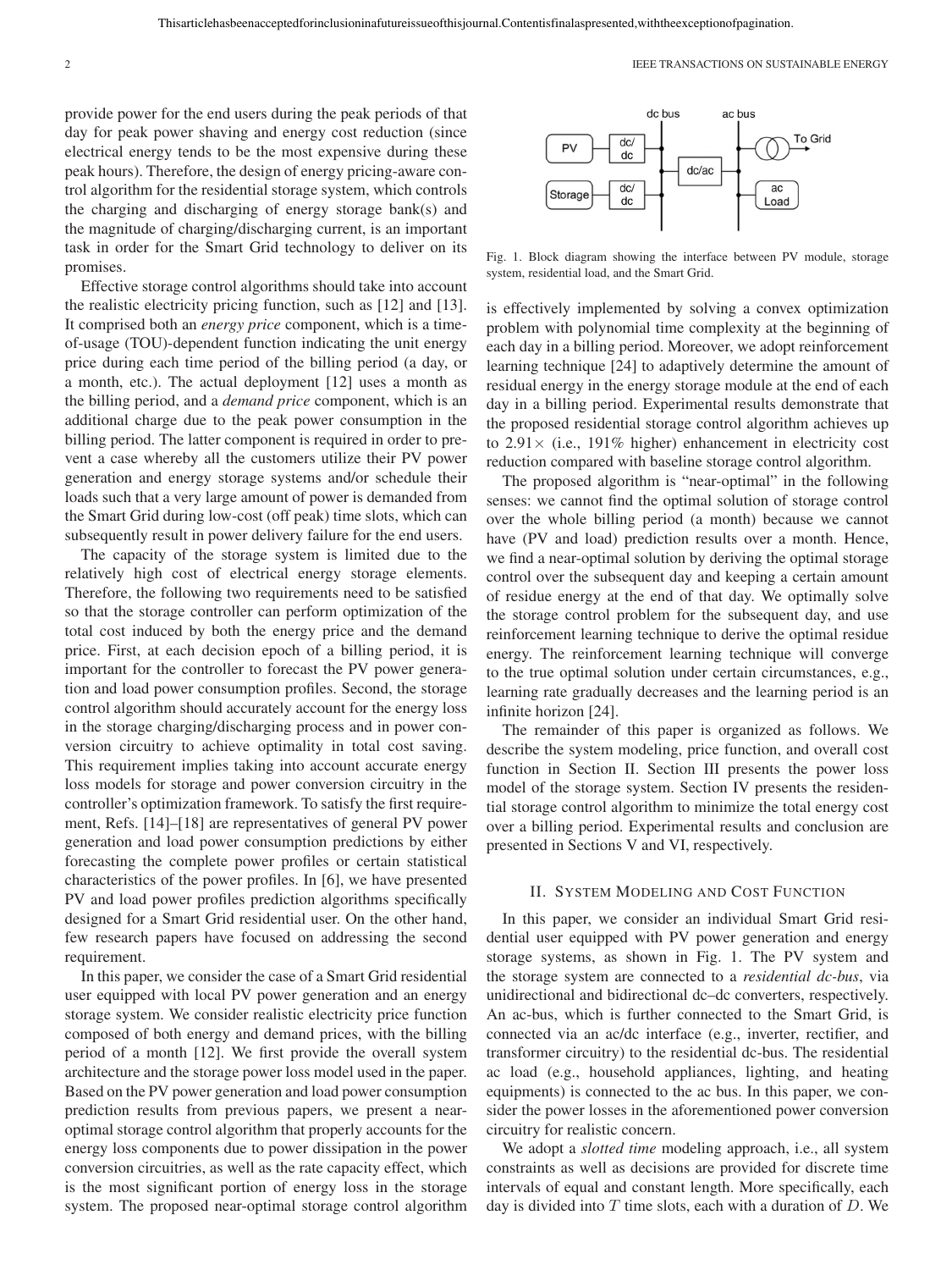provide power for the end users during the peak periods of that day for peak power shaving and energy cost reduction (since electrical energy tends to be the most expensive during these peak hours). Therefore, the design of energy pricing-aware control algorithm for the residential storage system, which controls the charging and discharging of energy storage bank(s) and the magnitude of charging/discharging current, is an important task in order for the Smart Grid technology to deliver on its promises.

Effective storage control algorithms should take into account the realistic electricity pricing function, such as [12] and [13]. It comprised both an *energy price* component, which is a time-of-usage (TOU)-dependent function indicating the unit energy price during each time period of the billing period (a day, or a month, etc.). The actual deployment [12] uses a month as the billing period, and a *demand price* component, which is an additional charge due to the peak power consumption in the billing period. The latter component is required in order to prevent a case whereby all the customers utilize their PV power generation and energy storage systems and/or schedule their loads such that a very large amount of power is demanded from the Smart Grid during low-cost (off peak) time slots, which can subsequently result in power delivery failure for the end users.

The capacity of the storage system is limited due to the relatively high cost of electrical energy storage elements. Therefore, the following two requirements need to be satisfied so that the storage controller can perform optimization of the total cost induced by both the energy price and the demand price. First, at each decision epoch of a billing period, it is important for the controller to forecast the PV power generation and load power consumption profiles. Second, the storage control algorithm should accurately account for the energy loss in the storage charging/discharging process and in power conversion circuitry to achieve optimality in total cost saving. This requirement implies taking into account accurate energy loss models for storage and power conversion circuitry in the controller's optimization framework. To satisfy the first requirement, Refs. [14]–[18] are representatives of general PV power generation and load power consumption predictions by either forecasting the complete power profiles or certain statistical characteristics of the power profiles. In [6], we have presented PV and load power profiles prediction algorithms specifically designed for a Smart Grid residential user. On the other hand, few research papers have focused on addressing the second requirement.

In this paper, we consider the case of a Smart Grid residential user equipped with local PV power generation and an energy storage system. We consider realistic electricity price function composed of both energy and demand prices, with the billing period of a month [12]. We first provide the overall system architecture and the storage power loss model used in the paper. Based on the PV power generation and load power consumption prediction results from previous papers, we present a near-optimal storage control algorithm that properly accounts for the energy loss components due to power dissipation in the power conversion circuitries, as well as the rate capacity effect, which is the most significant portion of energy loss in the storage system. The proposed near-optimal storage control algorithm is effectively implemented by solving a convex optimization problem with polynomial time complexity at the beginning of each day in a billing period. Moreover, we adopt reinforcement learning technique [24] to adaptively determine the amount of residual energy in the energy storage module at the end of each day in a billing period. Experimental results demonstrate that the proposed residential storage control algorithm achieves up to $2.91\times$ (i.e., 191% higher) enhancement in electricity cost reduction compared with baseline storage control algorithm.

Fig. 1. Block diagram showing the interface between PV module, storage system, residential load, and the Smart Grid.

The proposed algorithm is "near-optimal" in the following senses: we cannot find the optimal solution of storage control over the whole billing period (a month) because we cannot have (PV and load) prediction results over a month. Hence, we find a near-optimal solution by deriving the optimal storage control over the subsequent day and keeping a certain amount of residue energy at the end of that day. We optimally solve the storage control problem for the subsequent day, and use reinforcement learning technique to derive the optimal residue energy. The reinforcement learning technique will converge to the true optimal solution under certain circumstances, e.g., learning rate gradually decreases and the learning period is an infinite horizon [24].

The remainder of this paper is organized as follows. We describe the system modeling, price function, and overall cost function in Section II. Section III presents the power loss model of the storage system. Section IV presents the residential storage control algorithm to minimize the total energy cost over a billing period. Experimental results and conclusion are presented in Sections V and VI, respectively.

## II. System Modeling and Cost Function

In this paper, we consider an individual Smart Grid residential user equipped with PV power generation and energy storage systems, as shown in Fig. 1. The PV system and the storage system are connected to a *residential dc-bus*, via unidirectional and bidirectional dc–dc converters, respectively. An ac-bus, which is further connected to the Smart Grid, is connected via an ac/dc interface (e.g., inverter, rectifier, and transformer circuitry) to the residential dc-bus. The residential ac load (e.g., household appliances, lighting, and heating equipments) is connected to the ac bus. In this paper, we consider the power losses in the aforementioned power conversion circuitry for realistic concern.

We adopt a *slotted time* modeling approach, i.e., all system constraints as well as decisions are provided for discrete time intervals of equal and constant length. More specifically, each day is divided into $T$ time slots, each with a duration of $D$. We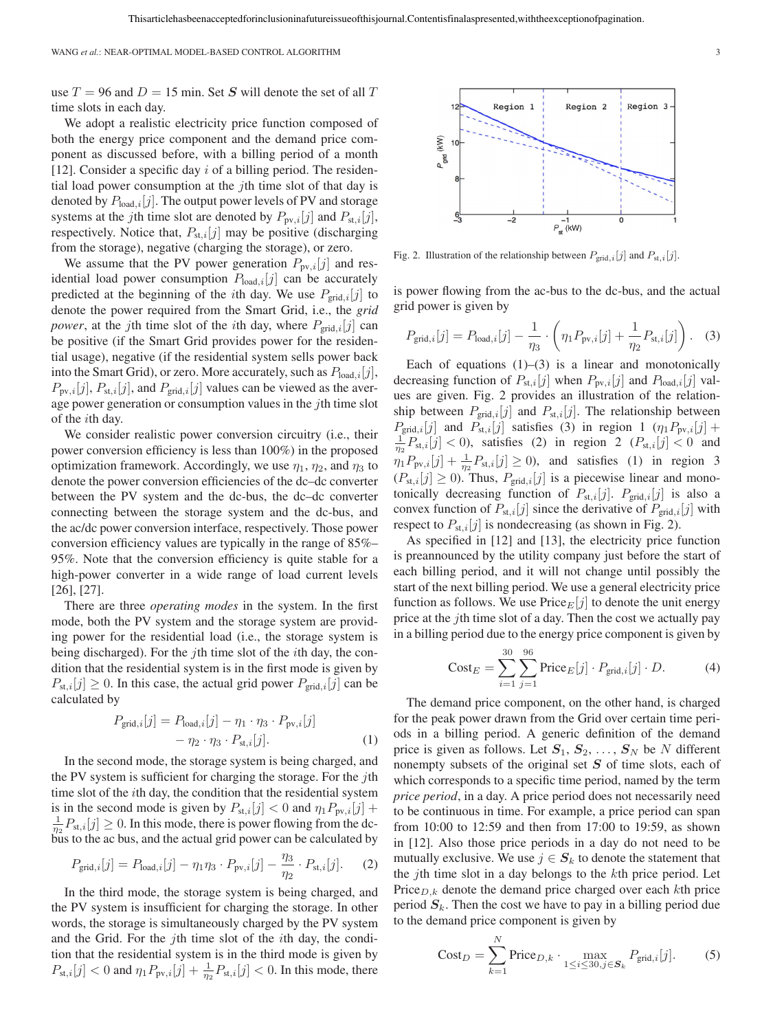use $T = 96$ and $D = 15$ min. Set $\boldsymbol{S}$ will denote the set of all $T$ time slots in each day.

We adopt a realistic electricity price function composed of both the energy price component and the demand price component as discussed before, with a billing period of a month [12]. Consider a specific day $i$ of a billing period. The residential load power consumption at the $j$th time slot of that day is denoted by $P_{\text{load},i}[j]$. The output power levels of PV and storage systems at the $j$th time slot are denoted by $P_{\text{pv},i}[j]$ and $P_{\text{st},i}[j]$, respectively. Notice that, $P_{\text{st},i}[j]$ may be positive (discharging from the storage), negative (charging the storage), or zero.

We assume that the PV power generation $P_{\text{pv},i}[j]$ and residential load power consumption $P_{\text{load},i}[j]$ can be accurately predicted at the beginning of the $i$th day. We use $P_{\text{grid},i}[j]$ to denote the power required from the Smart Grid, i.e., the *grid power*, at the $j$th time slot of the $i$th day, where $P_{\text{grid},i}[j]$ can be positive (if the Smart Grid provides power for the residential usage), negative (if the residential system sells power back into the Smart Grid), or zero. More accurately, such as $P_{\text{load},i}[j]$, $P_{\text{pv},i}[j]$, $P_{\text{st},i}[j]$, and $P_{\text{grid},i}[j]$ values can be viewed as the average power generation or consumption values in the $j$th time slot of the $i$th day.

We consider realistic power conversion circuitry (i.e., their power conversion efficiency is less than 100%) in the proposed optimization framework. Accordingly, we use $\eta_1$, $\eta_2$, and $\eta_3$ to denote the power conversion efficiencies of the dc–dc converter between the PV system and the dc-bus, the dc–dc converter connecting between the storage system and the dc-bus, and the ac/dc power conversion interface, respectively. Those power conversion efficiency values are typically in the range of 85%–95%. Note that the conversion efficiency is quite stable for a high-power converter in a wide range of load current levels [26], [27].

There are three *operating modes* in the system. In the first mode, both the PV system and the storage system are providing power for the residential load (i.e., the storage system is being discharged). For the $j$th time slot of the $i$th day, the condition that the residential system is in the first mode is given by $P_{\text{st},i}[j] \geq 0$. In this case, the actual grid power $P_{\text{grid},i}[j]$ can be calculated by

$$P_{\text{grid},i}[j] = P_{\text{load},i}[j] - \eta_1 \cdot \eta_3 \cdot P_{\text{pv},i}[j] - \eta_2 \cdot \eta_3 \cdot P_{\text{st},i}[j]. \tag{1}$$

In the second mode, the storage system is being charged, and the PV system is sufficient for charging the storage. For the $j$th time slot of the $i$th day, the condition that the residential system is in the second mode is given by $P_{\text{st},i}[j] < 0$ and $\eta_1 P_{\text{pv},i}[j] + \frac{1}{\eta_2} P_{\text{st},i}[j] \geq 0$. In this mode, there is power flowing from the dc-bus to the ac bus, and the actual grid power can be calculated by

$$P_{\text{grid},i}[j] = P_{\text{load},i}[j] - \eta_1 \eta_3 \cdot P_{\text{pv},i}[j] - \frac{\eta_3}{\eta_2} \cdot P_{\text{st},i}[j]. \tag{2}$$

In the third mode, the storage system is being charged, and the PV system is insufficient for charging the storage. In other words, the storage is simultaneously charged by the PV system and the Grid. For the $j$th time slot of the $i$th day, the condition that the residential system is in the third mode is given by $P_{\text{st},i}[j] < 0$ and $\eta_1 P_{\text{pv},i}[j] + \frac{1}{\eta_2} P_{\text{st},i}[j] < 0$. In this mode, there is power flowing from the ac-bus to the dc-bus, and the actual grid power is given by

$$P_{\text{grid},i}[j] = P_{\text{load},i}[j] - \frac{1}{\eta_3} \cdot \left( \eta_1 P_{\text{pv},i}[j] + \frac{1}{\eta_2} P_{\text{st},i}[j] \right). \tag{3}$$

Fig. 2. Illustration of the relationship between $P_{\text{grid},i}[j]$ and $P_{\text{st},i}[j]$.

Each of equations (1)–(3) is a linear and monotonically decreasing function of $P_{\text{st},i}[j]$ when $P_{\text{pv},i}[j]$ and $P_{\text{load},i}[j]$ values are given. Fig. 2 provides an illustration of the relationship between $P_{\text{grid},i}[j]$ and $P_{\text{st},i}[j]$. The relationship between $P_{\text{grid},i}[j]$ and $P_{\text{st},i}[j]$ satisfies (3) in region 1 ($\eta_1 P_{\text{pv},i}[j] + \frac{1}{\eta_2} P_{\text{st},i}[j] < 0$), satisfies (2) in region 2 ($P_{\text{st},i}[j] < 0$ and $\eta_1 P_{\text{pv},i}[j] + \frac{1}{\eta_2} P_{\text{st},i}[j] \geq 0$), and satisfies (1) in region 3 ($P_{\text{st},i}[j] \geq 0$). Thus, $P_{\text{grid},i}[j]$ is a piecewise linear and monotonically decreasing function of $P_{\text{st},i}[j]$. $P_{\text{grid},i}[j]$ is also a convex function of $P_{\text{st},i}[j]$ since the derivative of $P_{\text{grid},i}[j]$ with respect to $P_{\text{st},i}[j]$ is nondecreasing (as shown in Fig. 2).

As specified in [12] and [13], the electricity price function is preannounced by the utility company just before the start of each billing period, and it will not change until possibly the start of the next billing period. We use a general electricity price function as follows. We use $\text{Price}_E[j]$ to denote the unit energy price at the $j$th time slot of a day. Then the cost we actually pay in a billing period due to the energy price component is given by

$$\text{Cost}_E = \sum_{i=1}^{30} \sum_{j=1}^{96} \text{Price}_E[j] \cdot P_{\text{grid},i}[j] \cdot D. \tag{4}$$

The demand price component, on the other hand, is charged for the peak power drawn from the Grid over certain time periods in a billing period. A generic definition of the demand price is given as follows. Let $\boldsymbol{S}_1, \boldsymbol{S}_2, \ldots, \boldsymbol{S}_N$ be $N$ different nonempty subsets of the original set $\boldsymbol{S}$ of time slots, each of which corresponds to a specific time period, named by the term *price period*, in a day. A price period does not necessarily need to be continuous in time. For example, a price period can span from 10:00 to 12:59 and then from 17:00 to 19:59, as shown in [12]. Also those price periods in a day do not need to be mutually exclusive. We use $j \in \boldsymbol{S}_k$ to denote the statement that the $j$th time slot in a day belongs to the $k$th price period. Let $\text{Price}_{D,k}$ denote the demand price charged over each $k$th price period $\boldsymbol{S}_k$. Then the cost we have to pay in a billing period due to the demand price component is given by

$$\text{Cost}_D = \sum_{k=1}^{N} \text{Price}_{D,k} \cdot \max_{1 \leq i \leq 30, j \in \boldsymbol{S}_k} P_{\text{grid},i}[j]. \tag{5}$$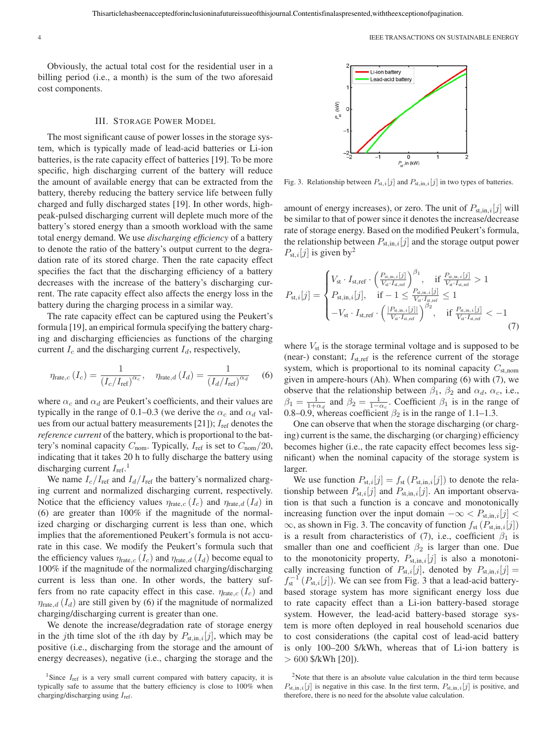Obviously, the actual total cost for the residential user in a billing period (i.e., a month) is the sum of the two aforesaid cost components.

## III. Storage Power Model

The most significant cause of power losses in the storage system, which is typically made of lead-acid batteries or Li-ion batteries, is the rate capacity effect of batteries [19]. To be more specific, high discharging current of the battery will reduce the amount of available energy that can be extracted from the battery, thereby reducing the battery service life between fully charged and fully discharged states [19]. In other words, high-peak-pulsed discharging current will deplete much more of the battery's stored energy than a smooth workload with the same total energy demand. We use *discharging efficiency* of a battery to denote the ratio of the battery's output current to the degradation rate of its stored charge. Then the rate capacity effect specifies the fact that the discharging efficiency of a battery decreases with the increase of the battery's discharging current. The rate capacity effect also affects the energy loss in the battery during the charging process in a similar way.

The rate capacity effect can be captured using the Peukert's formula [19], an empirical formula specifying the battery charging and discharging efficiencies as functions of the charging current $I_c$ and the discharging current $I_d$, respectively,

$$\eta_{\text{rate},c}(I_c) = \frac{1}{(I_c/I_{\text{ref}})^{\alpha_c}}, \quad \eta_{\text{rate},d}(I_d) = \frac{1}{(I_d/I_{\text{ref}})^{\alpha_d}} \tag{6}$$

where $\alpha_c$ and $\alpha_d$ are Peukert's coefficients, and their values are typically in the range of 0.1–0.3 (we derive the $\alpha_c$ and $\alpha_d$ values from our actual battery measurements [21]); $I_{\text{ref}}$ denotes the *reference current* of the battery, which is proportional to the battery's nominal capacity $C_{\text{nom}}$. Typically, $I_{\text{ref}}$ is set to $C_{\text{nom}}/20$, indicating that it takes 20 h to fully discharge the battery using discharging current $I_{\text{ref}}$.[1]

We name $I_c/I_{\text{ref}}$ and $I_d/I_{\text{ref}}$ the battery's normalized charging current and normalized discharging current, respectively. Notice that the efficiency values $\eta_{\text{rate},c}(I_c)$ and $\eta_{\text{rate},d}(I_d)$ in (6) are greater than 100% if the magnitude of the normalized charging or discharging current is less than one, which implies that the aforementioned Peukert's formula is not accurate in this case. We modify the Peukert's formula such that the efficiency values $\eta_{\text{rate},c}(I_c)$ and $\eta_{\text{rate},d}(I_d)$ become equal to 100% if the magnitude of the normalized charging/discharging current is less than one. In other words, the battery suffers from no rate capacity effect in this case. $\eta_{\text{rate},c}(I_c)$ and $\eta_{\text{rate},d}(I_d)$ are still given by (6) if the magnitude of normalized charging/discharging current is greater than one.

We denote the increase/degradation rate of storage energy in the $j$th time slot of the $i$th day by $P_{\text{st,in},i}[j]$, which may be positive (i.e., discharging from the storage and the amount of energy decreases), negative (i.e., charging the storage and the amount of energy increases), or zero. The unit of $P_{\text{st,in},i}[j]$ will be similar to that of power since it denotes the increase/decrease rate of storage energy. Based on the modified Peukert's formula, the relationship between $P_{\text{st,in},i}[j]$ and the storage output power $P_{\text{st},i}[j]$ is given by[2]

$$P_{\text{st},i}[j] = \begin{cases} V_{\text{st}} \cdot I_{\text{st,ref}} \cdot \left(\frac{P_{\text{st,in},i}[j]}{V_{\text{st}} \cdot I_{\text{st,ref}}}\right)^{\beta_1}, & \text{if } \frac{P_{\text{st,in},i}[j]}{V_{\text{st}} \cdot I_{\text{st,ref}}} > 1 \\ P_{\text{st,in},i}[j], & \text{if } -1 \le \frac{P_{\text{st,in},i}[j]}{V_{\text{st}} \cdot I_{\text{st,ref}}} \le 1 \\ -V_{\text{st}} \cdot I_{\text{st,ref}} \cdot \left(\frac{|P_{\text{st,in},i}[j]|}{V_{\text{st}} \cdot I_{\text{st,ref}}}\right)^{\beta_2}, & \text{if } \frac{P_{\text{st,in},i}[j]}{V_{\text{st}} \cdot I_{\text{st,ref}}} < -1 \end{cases} \tag{7}$$

where $V_{\text{st}}$ is the storage terminal voltage and is supposed to be (near-) constant; $I_{\text{st,ref}}$ is the reference current of the storage system, which is proportional to its nominal capacity $C_{\text{st,nom}}$ given in ampere-hours (Ah). When comparing (6) with (7), we observe that the relationship between $\beta_1$, $\beta_2$ and $\alpha_d$, $\alpha_c$, i.e., $\beta_1 = \frac{1}{1+\alpha_d}$ and $\beta_2 = \frac{1}{1-\alpha_c}$. Coefficient $\beta_1$ is in the range of 0.8–0.9, whereas coefficient $\beta_2$ is in the range of 1.1–1.3.

One can observe that when the storage discharging (or charging) current is the same, the discharging (or charging) efficiency becomes higher (i.e., the rate capacity effect becomes less significant) when the nominal capacity of the storage system is larger.

Fig. 3. Relationship between $P_{\text{st},i}[j]$ and $P_{\text{st,in},i}[j]$ in two types of batteries.

We use function $P_{\text{st},i}[j] = f_{\text{st}}(P_{\text{st,in},i}[j])$ to denote the relationship between $P_{\text{st},i}[j]$ and $P_{\text{st,in},i}[j]$. An important observation is that such a function is a concave and monotonically increasing function over the input domain $-\infty < P_{\text{st,in},i}[j] < \infty$, as shown in Fig. 3. The concavity of function $f_{\text{st}}(P_{\text{st,in},i}[j])$ is a result from characteristics of (7), i.e., coefficient $\beta_1$ is smaller than one and coefficient $\beta_2$ is larger than one. Due to the monotonicity property, $P_{\text{st,in},i}[j]$ is also a monotonically increasing function of $P_{\text{st},i}[j]$, denoted by $P_{\text{st,in},i}[j] = f_{\text{st}}^{-1}(P_{\text{st},i}[j])$. We can see from Fig. 3 that a lead-acid battery-based storage system has more significant energy loss due to rate capacity effect than a Li-ion battery-based storage system. However, the lead-acid battery-based storage system is more often deployed in real household scenarios due to cost considerations (the capital cost of lead-acid battery is only 100–200 \$/kWh, whereas that of Li-ion battery is > 600 \$/kWh [20]).

[1] Since $I_{\text{ref}}$ is a very small current compared with battery capacity, it is typically safe to assume that the battery efficiency is close to 100% when charging/discharging using $I_{\text{ref}}$.

[2] Note that there is an absolute value calculation in the third term because $P_{\text{st,in},i}[j]$ is negative in this case. In the first term, $P_{\text{st,in},i}[j]$ is positive, and therefore, there is no need for the absolute value calculation.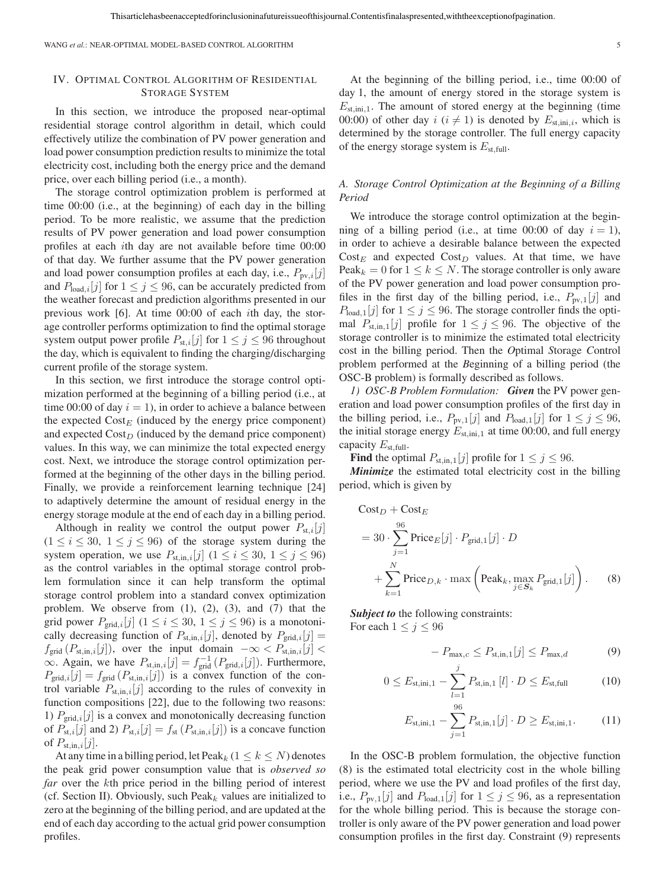## IV. Optimal Control Algorithm of Residential Storage System

In this section, we introduce the proposed near-optimal residential storage control algorithm in detail, which could effectively utilize the combination of PV power generation and load power consumption prediction results to minimize the total electricity cost, including both the energy price and the demand price, over each billing period (i.e., a month).

The storage control optimization problem is performed at time 00:00 (i.e., at the beginning) of each day in the billing period. To be more realistic, we assume that the prediction results of PV power generation and load power consumption profiles at each $i$th day are not available before time 00:00 of that day. We further assume that the PV power generation and load power consumption profiles at each day, i.e., $P_{\text{pv},i}[j]$ and $P_{\text{load},i}[j]$ for $1 \leq j \leq 96$, can be accurately predicted from the weather forecast and prediction algorithms presented in our previous work [6]. At time 00:00 of each $i$th day, the storage controller performs optimization to find the optimal storage system output power profile $P_{\text{st},i}[j]$ for $1 \leq j \leq 96$ throughout the day, which is equivalent to finding the charging/discharging current profile of the storage system.

In this section, we first introduce the storage control optimization performed at the beginning of a billing period (i.e., at time 00:00 of day $i = 1$), in order to achieve a balance between the expected $\text{Cost}_E$ (induced by the energy price component) and expected $\text{Cost}_D$ (induced by the demand price component) values. In this way, we can minimize the total expected energy cost. Next, we introduce the storage control optimization performed at the beginning of the other days in the billing period. Finally, we provide a reinforcement learning technique [24] to adaptively determine the amount of residual energy in the energy storage module at the end of each day in a billing period.

Although in reality we control the output power $P_{\text{st},i}[j]$ ($1 \leq i \leq 30$, $1 \leq j \leq 96$) of the storage system during the system operation, we use $P_{\text{st,in},i}[j]$ ($1 \leq i \leq 30$, $1 \leq j \leq 96$) as the control variables in the optimal storage control problem formulation since it can help transform the optimal storage control problem into a standard convex optimization problem. We observe from (1), (2), (3), and (7) that the grid power $P_{\text{grid},i}[j]$ ($1 \leq i \leq 30$, $1 \leq j \leq 96$) is a monotonically decreasing function of $P_{\text{st,in},i}[j]$, denoted by $P_{\text{grid},i}[j] = f_{\text{grid}}(P_{\text{st,in},i}[j])$, over the input domain $-\infty < P_{\text{st,in},i}[j] < \infty$. Again, we have $P_{\text{st,in},i}[j] = f_{\text{grid}}^{-1}(P_{\text{grid},i}[j])$. Furthermore, $P_{\text{grid},i}[j] = f_{\text{grid}}(P_{\text{st,in},i}[j])$ is a convex function of the control variable $P_{\text{st,in},i}[j]$ according to the rules of convexity in function compositions [22], due to the following two reasons: 1) $P_{\text{grid},i}[j]$ is a convex and monotonically decreasing function of $P_{\text{st},i}[j]$ and 2) $P_{\text{st},i}[j] = f_{\text{st}}(P_{\text{st,in},i}[j])$ is a concave function of $P_{\text{st,in},i}[j]$.

At any time in a billing period, let $\text{Peak}_k$ ($1 \leq k \leq N$) denotes the peak grid power consumption value that is *observed so far* over the $k$th price period in the billing period of interest (cf. Section II). Obviously, such $\text{Peak}_k$ values are initialized to zero at the beginning of the billing period, and are updated at the end of each day according to the actual grid power consumption profiles.

At the beginning of the billing period, i.e., time 00:00 of day 1, the amount of energy stored in the storage system is $E_{\text{st,ini},1}$. The amount of stored energy at the beginning (time 00:00) of other day $i$ ($i \neq 1$) is denoted by $E_{\text{st,ini},i}$, which is determined by the storage controller. The full energy capacity of the energy storage system is $E_{\text{st,full}}$.

### A. Storage Control Optimization at the Beginning of a Billing Period

We introduce the storage control optimization at the beginning of a billing period (i.e., at time 00:00 of day $i = 1$), in order to achieve a desirable balance between the expected $\text{Cost}_E$ and expected $\text{Cost}_D$ values. At that time, we have $\text{Peak}_k = 0$ for $1 \leq k \leq N$. The storage controller is only aware of the PV power generation and load power consumption profiles in the first day of the billing period, i.e., $P_{\text{pv},1}[j]$ and $P_{\text{load},1}[j]$ for $1 \leq j \leq 96$. The storage controller finds the optimal $P_{\text{st,in},1}[j]$ profile for $1 \leq j \leq 96$. The objective of the storage controller is to minimize the estimated total electricity cost in the billing period. Then the *O*ptimal *S*torage *C*ontrol problem performed at the *B*eginning of a billing period (the OSC-B problem) is formally described as follows.

*1) OSC-B Problem Formulation:* ***Given*** the PV power generation and load power consumption profiles of the first day in the billing period, i.e., $P_{\text{pv},1}[j]$ and $P_{\text{load},1}[j]$ for $1 \leq j \leq 96$, the initial storage energy $E_{\text{st,ini},1}$ at time 00:00, and full energy capacity $E_{\text{st,full}}$.

**Find** the optimal $P_{\text{st,in},1}[j]$ profile for $1 \leq j \leq 96$.

***Minimize*** the estimated total electricity cost in the billing period, which is given by

$$
\begin{aligned}
&\text{Cost}_D + \text{Cost}_E \\
&= 30 \cdot \sum_{j=1}^{96} \text{Price}_E[j] \cdot P_{\text{grid},1}[j] \cdot D \\
&\quad + \sum_{k=1}^{N} \text{Price}_{D,k} \cdot \max\left(\text{Peak}_k, \max_{j \in \boldsymbol{S}_k} P_{\text{grid},1}[j]\right). \qquad (8)
\end{aligned}
$$

***Subject to*** the following constraints:
For each $1 \leq j \leq 96$

$$-P_{\max,c} \leq P_{\text{st,in},1}[j] \leq P_{\max,d} \qquad (9)$$

$$0 \leq E_{\text{st,ini},1} - \sum_{l=1}^{j} P_{\text{st,in},1}[l] \cdot D \leq E_{\text{st,full}} \qquad (10)$$

$$E_{\text{st,ini},1} - \sum_{j=1}^{96} P_{\text{st,in},1}[j] \cdot D \geq E_{\text{st,ini},1}. \qquad (11)$$

In the OSC-B problem formulation, the objective function (8) is the estimated total electricity cost in the whole billing period, where we use the PV and load profiles of the first day, i.e., $P_{\text{pv},1}[j]$ and $P_{\text{load},1}[j]$ for $1 \leq j \leq 96$, as a representation for the whole billing period. This is because the storage controller is only aware of the PV power generation and load power consumption profiles in the first day. Constraint (9) represents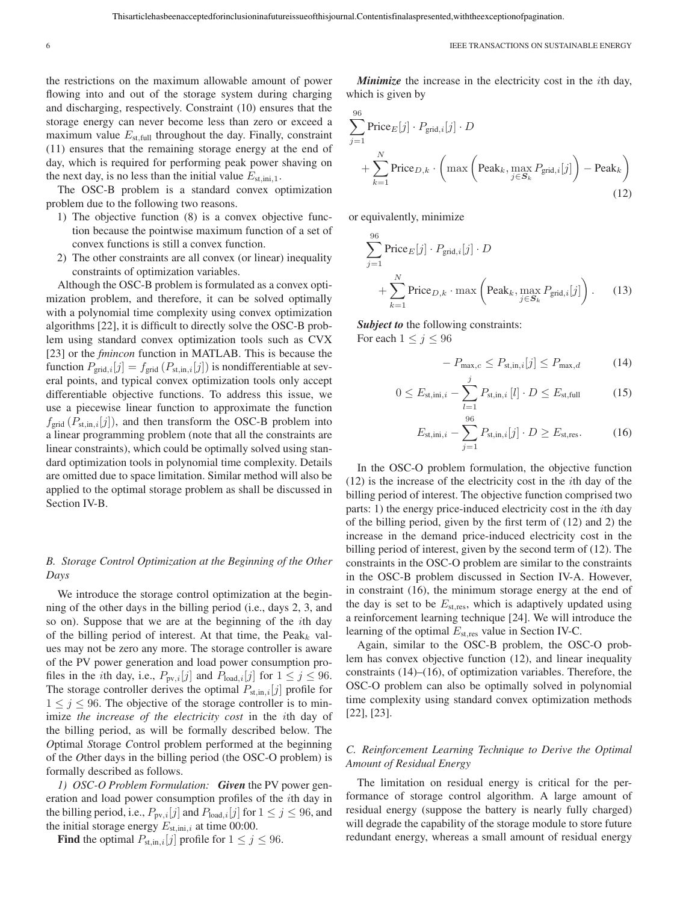the restrictions on the maximum allowable amount of power flowing into and out of the storage system during charging and discharging, respectively. Constraint (10) ensures that the storage energy can never become less than zero or exceed a maximum value $E_{\text{st,full}}$ throughout the day. Finally, constraint (11) ensures that the remaining storage energy at the end of day, which is required for performing peak power shaving on the next day, is no less than the initial value $E_{\text{st,ini},1}$.

The OSC-B problem is a standard convex optimization problem due to the following two reasons.

1) The objective function (8) is a convex objective function because the pointwise maximum function of a set of convex functions is still a convex function.
2) The other constraints are all convex (or linear) inequality constraints of optimization variables.

Although the OSC-B problem is formulated as a convex optimization problem, and therefore, it can be solved optimally with a polynomial time complexity using convex optimization algorithms [22], it is difficult to directly solve the OSC-B problem using standard convex optimization tools such as CVX [23] or the *fmincon* function in MATLAB. This is because the function $P_{\text{grid},i}[j] = f_{\text{grid}}(P_{\text{st,in},i}[j])$ is nondifferentiable at several points, and typical convex optimization tools only accept differentiable objective functions. To address this issue, we use a piecewise linear function to approximate the function $f_{\text{grid}}(P_{\text{st,in},i}[j])$, and then transform the OSC-B problem into a linear programming problem (note that all the constraints are linear constraints), which could be optimally solved using standard optimization tools in polynomial time complexity. Details are omitted due to space limitation. Similar method will also be applied to the optimal storage problem as shall be discussed in Section IV-B.

### B. Storage Control Optimization at the Beginning of the Other Days

We introduce the storage control optimization at the beginning of the other days in the billing period (i.e., days 2, 3, and so on). Suppose that we are at the beginning of the $i$th day of the billing period of interest. At that time, the $\text{Peak}_k$ values may not be zero any more. The storage controller is aware of the PV power generation and load power consumption profiles in the $i$th day, i.e., $P_{\text{pv},i}[j]$ and $P_{\text{load},i}[j]$ for $1 \le j \le 96$. The storage controller derives the optimal $P_{\text{st,in},i}[j]$ profile for $1 \le j \le 96$. The objective of the storage controller is to minimize *the increase of the electricity cost* in the $i$th day of the billing period, as will be formally described below. The *O*ptimal *S*torage *C*ontrol problem performed at the beginning of the *O*ther days in the billing period (the OSC-O problem) is formally described as follows.

*1) OSC-O Problem Formulation:* ***Given*** the PV power generation and load power consumption profiles of the $i$th day in the billing period, i.e., $P_{\text{pv},i}[j]$ and $P_{\text{load},i}[j]$ for $1 \le j \le 96$, and the initial storage energy $E_{\text{st,ini},i}$ at time 00:00.

**Find** the optimal $P_{\text{st,in},i}[j]$ profile for $1 \le j \le 96$.

***Minimize*** the increase in the electricity cost in the $i$th day, which is given by

$$\sum_{j=1}^{96} \text{Price}_E[j] \cdot P_{\text{grid},i}[j] \cdot D + \sum_{k=1}^{N} \text{Price}_{D,k} \cdot \left( \max\left( \text{Peak}_k, \max_{j \in \boldsymbol{S}_k} P_{\text{grid},i}[j] \right) - \text{Peak}_k \right) \tag{12}$$

or equivalently, minimize

$$\sum_{j=1}^{96} \text{Price}_E[j] \cdot P_{\text{grid},i}[j] \cdot D + \sum_{k=1}^{N} \text{Price}_{D,k} \cdot \max\left( \text{Peak}_k, \max_{j \in \boldsymbol{S}_k} P_{\text{grid},i}[j] \right). \tag{13}$$

***Subject to*** the following constraints:
For each $1 \le j \le 96$

$$-P_{\max,c} \le P_{\text{st,in},i}[j] \le P_{\max,d} \tag{14}$$

$$0 \le E_{\text{st,ini},i} - \sum_{l=1}^{j} P_{\text{st,in},i}[l] \cdot D \le E_{\text{st,full}} \tag{15}$$

$$E_{\text{st,ini},i} - \sum_{j=1}^{96} P_{\text{st,in},i}[j] \cdot D \ge E_{\text{st,res}}. \tag{16}$$

In the OSC-O problem formulation, the objective function (12) is the increase of the electricity cost in the $i$th day of the billing period of interest. The objective function comprised two parts: 1) the energy price-induced electricity cost in the $i$th day of the billing period, given by the first term of (12) and 2) the increase in the demand price-induced electricity cost in the billing period of interest, given by the second term of (12). The constraints in the OSC-O problem are similar to the constraints in the OSC-B problem discussed in Section IV-A. However, in constraint (16), the minimum storage energy at the end of the day is set to be $E_{\text{st,res}}$, which is adaptively updated using a reinforcement learning technique [24]. We will introduce the learning of the optimal $E_{\text{st,res}}$ value in Section IV-C.

Again, similar to the OSC-B problem, the OSC-O problem has convex objective function (12), and linear inequality constraints (14)–(16), of optimization variables. Therefore, the OSC-O problem can also be optimally solved in polynomial time complexity using standard convex optimization methods [22], [23].

### C. Reinforcement Learning Technique to Derive the Optimal Amount of Residual Energy

The limitation on residual energy is critical for the performance of storage control algorithm. A large amount of residual energy (suppose the battery is nearly fully charged) will degrade the capability of the storage module to store future redundant energy, whereas a small amount of residual energy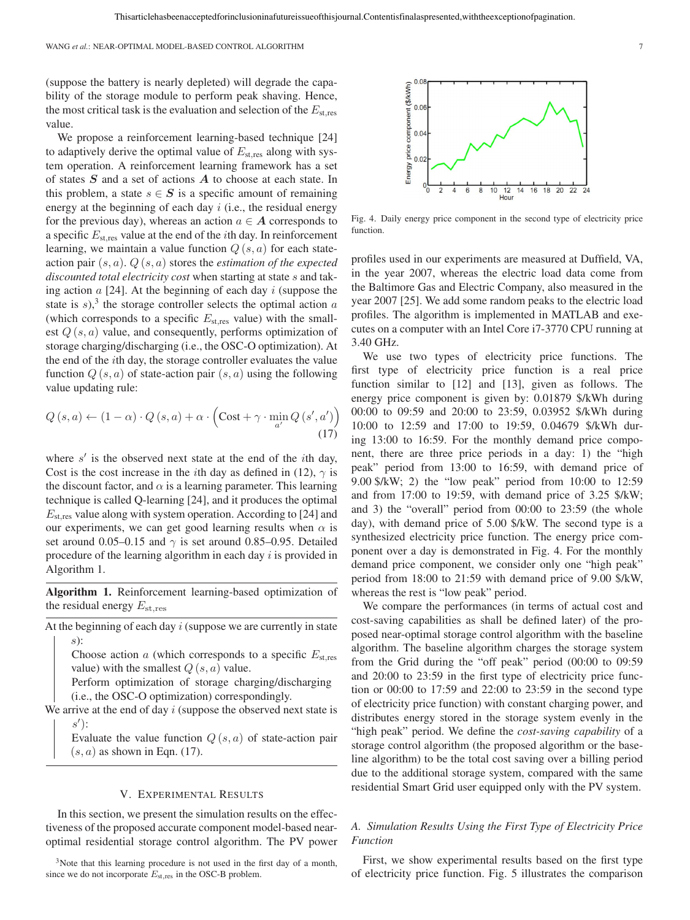(suppose the battery is nearly depleted) will degrade the capability of the storage module to perform peak shaving. Hence, the most critical task is the evaluation and selection of the $E_{\text{st,res}}$ value.

We propose a reinforcement learning-based technique [24] to adaptively derive the optimal value of $E_{\text{st,res}}$ along with system operation. A reinforcement learning framework has a set of states $\boldsymbol{S}$ and a set of actions $\boldsymbol{A}$ to choose at each state. In this problem, a state $s \in \boldsymbol{S}$ is a specific amount of remaining energy at the beginning of each day $i$ (i.e., the residual energy for the previous day), whereas an action $a \in \boldsymbol{A}$ corresponds to a specific $E_{\text{st,res}}$ value at the end of the $i$th day. In reinforcement learning, we maintain a value function $Q(s, a)$ for each state-action pair $(s, a)$. $Q(s, a)$ stores the *estimation of the expected discounted total electricity cost* when starting at state $s$ and taking action $a$ [24]. At the beginning of each day $i$ (suppose the state is $s$),[3] the storage controller selects the optimal action $a$ (which corresponds to a specific $E_{\text{st,res}}$ value) with the smallest $Q(s, a)$ value, and consequently, performs optimization of storage charging/discharging (i.e., the OSC-O optimization). At the end of the $i$th day, the storage controller evaluates the value function $Q(s, a)$ of state-action pair $(s, a)$ using the following value updating rule:

$$Q(s, a) \leftarrow (1 - \alpha) \cdot Q(s, a) + \alpha \cdot \left( \text{Cost} + \gamma \cdot \min_{a'} Q(s', a') \right) \tag{17}$$

where $s'$ is the observed next state at the end of the $i$th day, Cost is the cost increase in the $i$th day as defined in (12), $\gamma$ is the discount factor, and $\alpha$ is a learning parameter. This learning technique is called Q-learning [24], and it produces the optimal $E_{\text{st,res}}$ value along with system operation. According to [24] and our experiments, we can get good learning results when $\alpha$ is set around 0.05–0.15 and $\gamma$ is set around 0.85–0.95. Detailed procedure of the learning algorithm in each day $i$ is provided in Algorithm 1.

**Algorithm 1.** Reinforcement learning-based optimization of the residual energy $E_{\text{st,res}}$

At the beginning of each day $i$ (suppose we are currently in state $s$):
- Choose action $a$ (which corresponds to a specific $E_{\text{st,res}}$ value) with the smallest $Q(s, a)$ value.
- Perform optimization of storage charging/discharging (i.e., the OSC-O optimization) correspondingly.

We arrive at the end of day $i$ (suppose the observed next state is $s'$):
- Evaluate the value function $Q(s, a)$ of state-action pair $(s, a)$ as shown in Eqn. (17).

## V. Experimental Results

In this section, we present the simulation results on the effectiveness of the proposed accurate component model-based near-optimal residential storage control algorithm. The PV power profiles used in our experiments are measured at Duffield, VA, in the year 2007, whereas the electric load data come from the Baltimore Gas and Electric Company, also measured in the year 2007 [25]. We add some random peaks to the electric load profiles. The algorithm is implemented in MATLAB and executes on a computer with an Intel Core i7-3770 CPU running at 3.40 GHz.

[3] Note that this learning procedure is not used in the first day of a month, since we do not incorporate $E_{\text{st,res}}$ in the OSC-B problem.

Fig. 4. Daily energy price component in the second type of electricity price function.

We use two types of electricity price functions. The first type of electricity price function is a real price function similar to [12] and [13], given as follows. The energy price component is given by: 0.01879 \$/kWh during 00:00 to 09:59 and 20:00 to 23:59, 0.03952 \$/kWh during 10:00 to 12:59 and 17:00 to 19:59, 0.04679 \$/kWh during 13:00 to 16:59. For the monthly demand price component, there are three price periods in a day: 1) the "high peak" period from 13:00 to 16:59, with demand price of 9.00 \$/kW; 2) the "low peak" period from 10:00 to 12:59 and from 17:00 to 19:59, with demand price of 3.25 \$/kW; and 3) the "overall" period from 00:00 to 23:59 (the whole day), with demand price of 5.00 \$/kW. The second type is a synthesized electricity price function. The energy price component over a day is demonstrated in Fig. 4. For the monthly demand price component, we consider only one "high peak" period from 18:00 to 21:59 with demand price of 9.00 \$/kW, whereas the rest is "low peak" period.

We compare the performances (in terms of actual cost and cost-saving capabilities as shall be defined later) of the proposed near-optimal storage control algorithm with the baseline algorithm. The baseline algorithm charges the storage system from the Grid during the "off peak" period (00:00 to 09:59 and 20:00 to 23:59 in the first type of electricity price function or 00:00 to 17:59 and 22:00 to 23:59 in the second type of electricity price function) with constant charging power, and distributes energy stored in the storage system evenly in the "high peak" period. We define the *cost-saving capability* of a storage control algorithm (the proposed algorithm or the baseline algorithm) to be the total cost saving over a billing period due to the additional storage system, compared with the same residential Smart Grid user equipped only with the PV system.

### A. Simulation Results Using the First Type of Electricity Price Function

First, we show experimental results based on the first type of electricity price function. Fig. 5 illustrates the comparison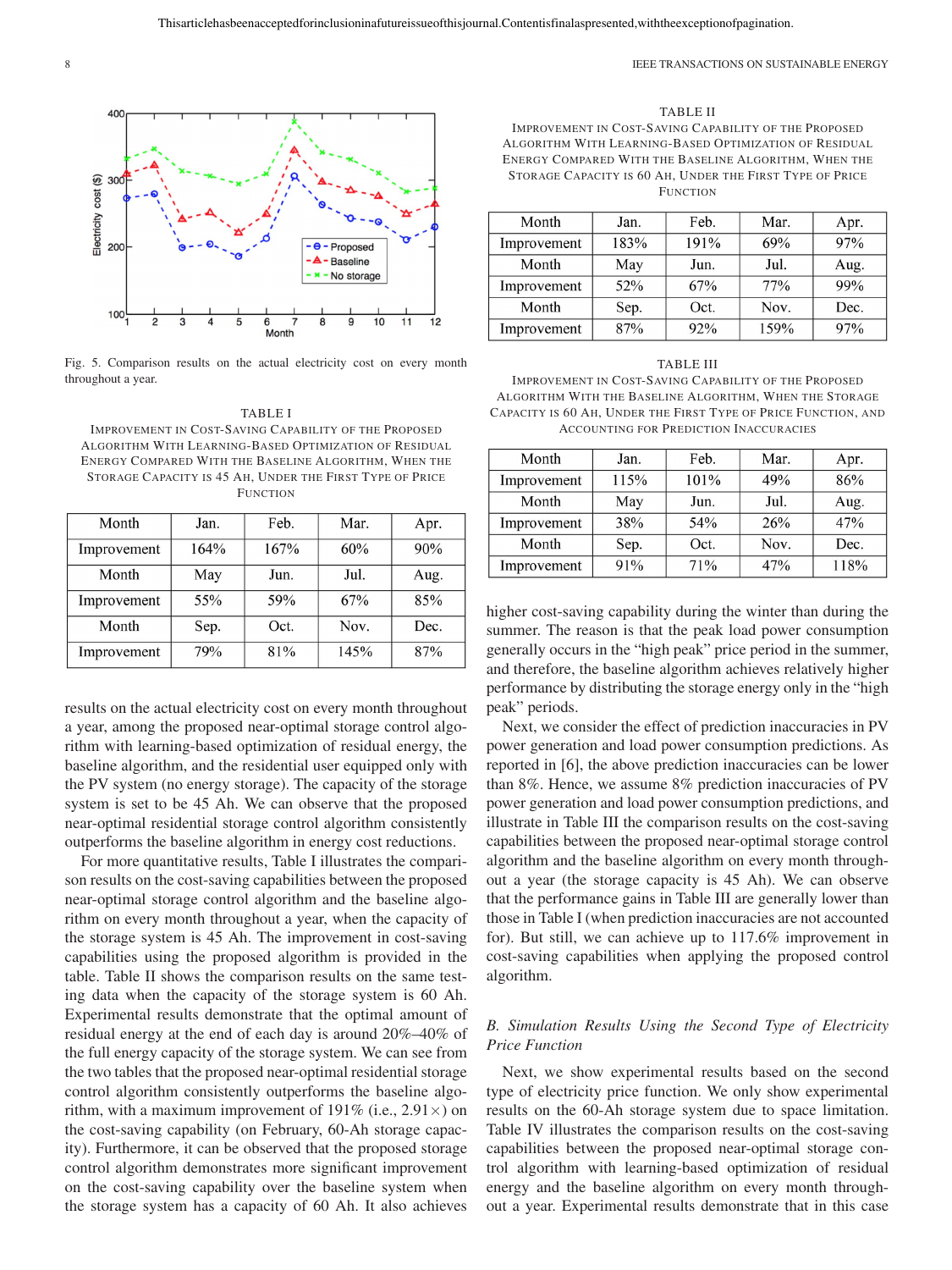Fig. 5. Comparison results on the actual electricity cost on every month throughout a year.

TABLE I
IMPROVEMENT IN COST-SAVING CAPABILITY OF THE PROPOSED ALGORITHM WITH LEARNING-BASED OPTIMIZATION OF RESIDUAL ENERGY COMPARED WITH THE BASELINE ALGORITHM, WHEN THE STORAGE CAPACITY IS 45 AH, UNDER THE FIRST TYPE OF PRICE FUNCTION

| Month | Jan. | Feb. | Mar. | Apr. |
|---|---|---|---|---|
| Improvement | 164% | 167% | 60% | 90% |
| Month | May | Jun. | Jul. | Aug. |
| Improvement | 55% | 59% | 67% | 85% |
| Month | Sep. | Oct. | Nov. | Dec. |
| Improvement | 79% | 81% | 145% | 87% |

results on the actual electricity cost on every month throughout a year, among the proposed near-optimal storage control algorithm with learning-based optimization of residual energy, the baseline algorithm, and the residential user equipped only with the PV system (no energy storage). The capacity of the storage system is set to be 45 Ah. We can observe that the proposed near-optimal residential storage control algorithm consistently outperforms the baseline algorithm in energy cost reductions.

For more quantitative results, Table I illustrates the comparison results on the cost-saving capabilities between the proposed near-optimal storage control algorithm and the baseline algorithm on every month throughout a year, when the capacity of the storage system is 45 Ah. The improvement in cost-saving capabilities using the proposed algorithm is provided in the table. Table II shows the comparison results on the same testing data when the capacity of the storage system is 60 Ah. Experimental results demonstrate that the optimal amount of residual energy at the end of each day is around 20%–40% of the full energy capacity of the storage system. We can see from the two tables that the proposed near-optimal residential storage control algorithm consistently outperforms the baseline algorithm, with a maximum improvement of 191% (i.e., 2.91×) on the cost-saving capability (on February, 60-Ah storage capacity). Furthermore, it can be observed that the proposed storage control algorithm demonstrates more significant improvement on the cost-saving capability over the baseline system when the storage system has a capacity of 60 Ah. It also achieves

TABLE II
IMPROVEMENT IN COST-SAVING CAPABILITY OF THE PROPOSED ALGORITHM WITH LEARNING-BASED OPTIMIZATION OF RESIDUAL ENERGY COMPARED WITH THE BASELINE ALGORITHM, WHEN THE STORAGE CAPACITY IS 60 AH, UNDER THE FIRST TYPE OF PRICE FUNCTION

| Month | Jan. | Feb. | Mar. | Apr. |
|---|---|---|---|---|
| Improvement | 183% | 191% | 69% | 97% |
| Month | May | Jun. | Jul. | Aug. |
| Improvement | 52% | 67% | 77% | 99% |
| Month | Sep. | Oct. | Nov. | Dec. |
| Improvement | 87% | 92% | 159% | 97% |

TABLE III
IMPROVEMENT IN COST-SAVING CAPABILITY OF THE PROPOSED ALGORITHM WITH THE BASELINE ALGORITHM, WHEN THE STORAGE CAPACITY IS 60 AH, UNDER THE FIRST TYPE OF PRICE FUNCTION, AND ACCOUNTING FOR PREDICTION INACCURACIES

| Month | Jan. | Feb. | Mar. | Apr. |
|---|---|---|---|---|
| Improvement | 115% | 101% | 49% | 86% |
| Month | May | Jun. | Jul. | Aug. |
| Improvement | 38% | 54% | 26% | 47% |
| Month | Sep. | Oct. | Nov. | Dec. |
| Improvement | 91% | 71% | 47% | 118% |

higher cost-saving capability during the winter than during the summer. The reason is that the peak load power consumption generally occurs in the "high peak" price period in the summer, and therefore, the baseline algorithm achieves relatively higher performance by distributing the storage energy only in the "high peak" periods.

Next, we consider the effect of prediction inaccuracies in PV power generation and load power consumption predictions. As reported in [6], the above prediction inaccuracies can be lower than 8%. Hence, we assume 8% prediction inaccuracies of PV power generation and load power consumption predictions, and illustrate in Table III the comparison results on the cost-saving capabilities between the proposed near-optimal storage control algorithm and the baseline algorithm on every month throughout a year (the storage capacity is 45 Ah). We can observe that the performance gains in Table III are generally lower than those in Table I (when prediction inaccuracies are not accounted for). But still, we can achieve up to 117.6% improvement in cost-saving capabilities when applying the proposed control algorithm.

### *B. Simulation Results Using the Second Type of Electricity Price Function*

Next, we show experimental results based on the second type of electricity price function. We only show experimental results on the 60-Ah storage system due to space limitation. Table IV illustrates the comparison results on the cost-saving capabilities between the proposed near-optimal storage control algorithm with learning-based optimization of residual energy and the baseline algorithm on every month throughout a year. Experimental results demonstrate that in this case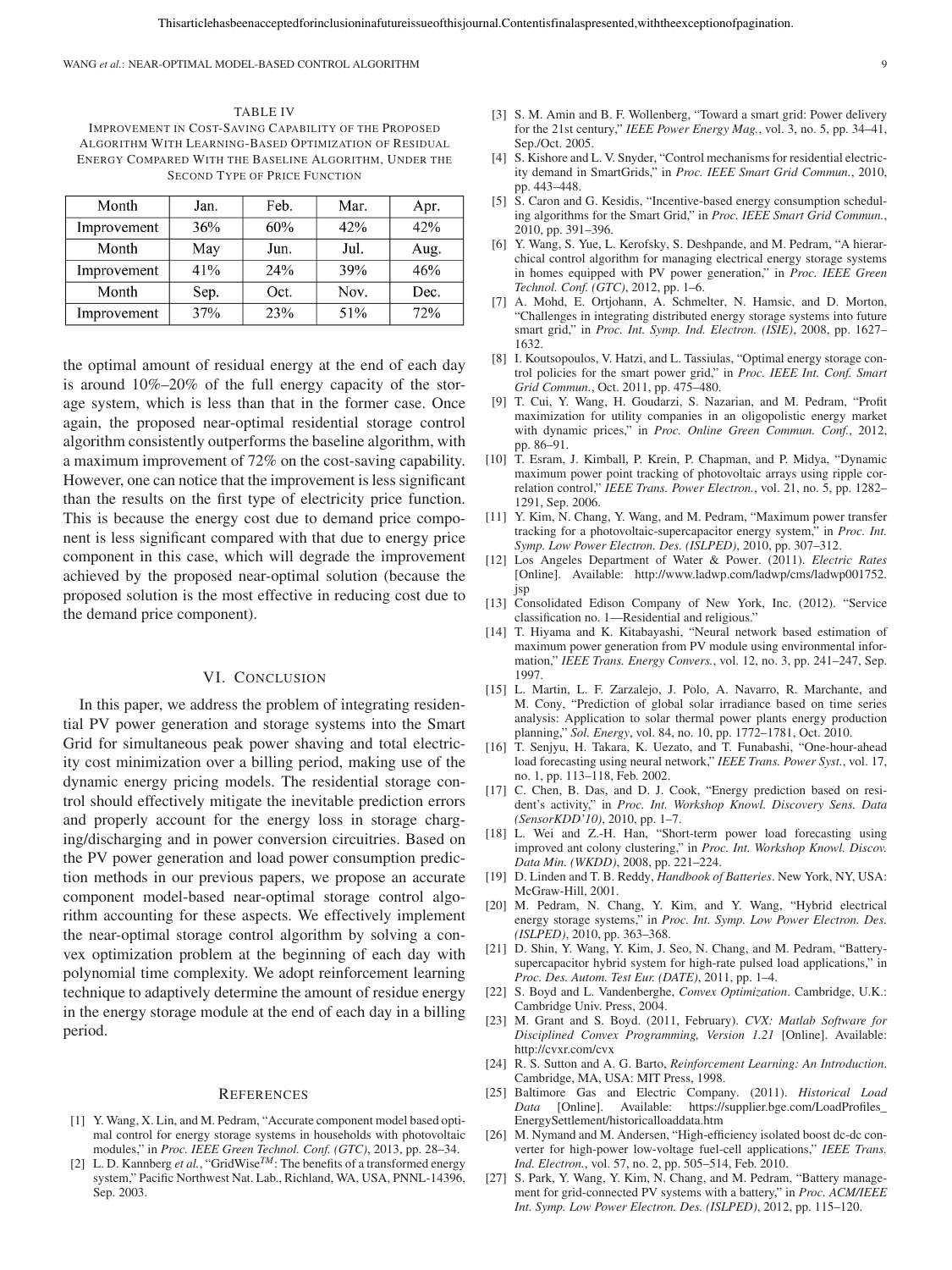TABLE IV
IMPROVEMENT IN COST-SAVING CAPABILITY OF THE PROPOSED ALGORITHM WITH LEARNING-BASED OPTIMIZATION OF RESIDUAL ENERGY COMPARED WITH THE BASELINE ALGORITHM, UNDER THE SECOND TYPE OF PRICE FUNCTION

| Month | Jan. | Feb. | Mar. | Apr. |
|---|---|---|---|---|
| Improvement | 36% | 60% | 42% | 42% |
| Month | May | Jun. | Jul. | Aug. |
| Improvement | 41% | 24% | 39% | 46% |
| Month | Sep. | Oct. | Nov. | Dec. |
| Improvement | 37% | 23% | 51% | 72% |

the optimal amount of residual energy at the end of each day is around 10%–20% of the full energy capacity of the storage system, which is less than that in the former case. Once again, the proposed near-optimal residential storage control algorithm consistently outperforms the baseline algorithm, with a maximum improvement of 72% on the cost-saving capability. However, one can notice that the improvement is less significant than the results on the first type of electricity price function. This is because the energy cost due to demand price component is less significant compared with that due to energy price component in this case, which will degrade the improvement achieved by the proposed near-optimal solution (because the proposed solution is the most effective in reducing cost due to the demand price component).

## VI. CONCLUSION

In this paper, we address the problem of integrating residential PV power generation and storage systems into the Smart Grid for simultaneous peak power shaving and total electricity cost minimization over a billing period, making use of the dynamic energy pricing models. The residential storage control should effectively mitigate the inevitable prediction errors and properly account for the energy loss in storage charging/discharging and in power conversion circuitries. Based on the PV power generation and load power consumption prediction methods in our previous papers, we propose an accurate component model-based near-optimal storage control algorithm accounting for these aspects. We effectively implement the near-optimal storage control algorithm by solving a convex optimization problem at the beginning of each day with polynomial time complexity. We adopt reinforcement learning technique to adaptively determine the amount of residue energy in the energy storage module at the end of each day in a billing period.

## REFERENCES

[1] Y. Wang, X. Lin, and M. Pedram, "Accurate component model based optimal control for energy storage systems in households with photovoltaic modules," in *Proc. IEEE Green Technol. Conf. (GTC)*, 2013, pp. 28–34.

[2] L. D. Kannberg *et al.*, "GridWise$^{TM}$: The benefits of a transformed energy system," Pacific Northwest Nat. Lab., Richland, WA, USA, PNNL-14396, Sep. 2003.

[3] S. M. Amin and B. F. Wollenberg, "Toward a smart grid: Power delivery for the 21st century," *IEEE Power Energy Mag.*, vol. 3, no. 5, pp. 34–41, Sep./Oct. 2005.

[4] S. Kishore and L. V. Snyder, "Control mechanisms for residential electricity demand in SmartGrids," in *Proc. IEEE Smart Grid Commun.*, 2010, pp. 443–448.

[5] S. Caron and G. Kesidis, "Incentive-based energy consumption scheduling algorithms for the Smart Grid," in *Proc. IEEE Smart Grid Commun.*, 2010, pp. 391–396.

[6] Y. Wang, S. Yue, L. Kerofsky, S. Deshpande, and M. Pedram, "A hierarchical control algorithm for managing electrical energy storage systems in homes equipped with PV power generation," in *Proc. IEEE Green Technol. Conf. (GTC)*, 2012, pp. 1–6.

[7] A. Mohd, E. Ortjohann, A. Schmelter, N. Hamsic, and D. Morton, "Challenges in integrating distributed energy storage systems into future smart grid," in *Proc. Int. Symp. Ind. Electron. (ISIE)*, 2008, pp. 1627–1632.

[8] I. Koutsopoulos, V. Hatzi, and L. Tassiulas, "Optimal energy storage control policies for the smart power grid," in *Proc. IEEE Int. Conf. Smart Grid Commun.*, Oct. 2011, pp. 475–480.

[9] T. Cui, Y. Wang, H. Goudarzi, S. Nazarian, and M. Pedram, "Profit maximization for utility companies in an oligopolistic energy market with dynamic prices," in *Proc. Online Green Commun. Conf.*, 2012, pp. 86–91.

[10] T. Esram, J. Kimball, P. Krein, P. Chapman, and P. Midya, "Dynamic maximum power point tracking of photovoltaic arrays using ripple correlation control," *IEEE Trans. Power Electron.*, vol. 21, no. 5, pp. 1282–1291, Sep. 2006.

[11] Y. Kim, N. Chang, Y. Wang, and M. Pedram, "Maximum power transfer tracking for a photovoltaic-supercapacitor energy system," in *Proc. Int. Symp. Low Power Electron. Des. (ISLPED)*, 2010, pp. 307–312.

[12] Los Angeles Department of Water & Power. (2011). *Electric Rates* [Online]. Available: http://www.ladwp.com/ladwp/cms/ladwp001752.jsp

[13] Consolidated Edison Company of New York, Inc. (2012). "Service classification no. 1—Residential and religious."

[14] T. Hiyama and K. Kitabayashi, "Neural network based estimation of maximum power generation from PV module using environmental information," *IEEE Trans. Energy Convers.*, vol. 12, no. 3, pp. 241–247, Sep. 1997.

[15] L. Martin, L. F. Zarzalejo, J. Polo, A. Navarro, R. Marchante, and M. Cony, "Prediction of global solar irradiance based on time series analysis: Application to solar thermal power plants energy production planning," *Sol. Energy*, vol. 84, no. 10, pp. 1772–1781, Oct. 2010.

[16] T. Senjyu, H. Takara, K. Uezato, and T. Funabashi, "One-hour-ahead load forecasting using neural network," *IEEE Trans. Power Syst.*, vol. 17, no. 1, pp. 113–118, Feb. 2002.

[17] C. Chen, B. Das, and D. J. Cook, "Energy prediction based on resident's activity," in *Proc. Int. Workshop Knowl. Discovery Sens. Data (SensorKDD'10)*, 2010, pp. 1–7.

[18] L. Wei and Z.-H. Han, "Short-term power load forecasting using improved ant colony clustering," in *Proc. Int. Workshop Knowl. Discov. Data Min. (WKDD)*, 2008, pp. 221–224.

[19] D. Linden and T. B. Reddy, *Handbook of Batteries*. New York, NY, USA: McGraw-Hill, 2001.

[20] M. Pedram, N. Chang, Y. Kim, and Y. Wang, "Hybrid electrical energy storage systems," in *Proc. Int. Symp. Low Power Electron. Des. (ISLPED)*, 2010, pp. 363–368.

[21] D. Shin, Y. Wang, Y. Kim, J. Seo, N. Chang, and M. Pedram, "Battery-supercapacitor hybrid system for high-rate pulsed load applications," in *Proc. Des. Autom. Test Eur. (DATE)*, 2011, pp. 1–4.

[22] S. Boyd and L. Vandenberghe, *Convex Optimization*. Cambridge, U.K.: Cambridge Univ. Press, 2004.

[23] M. Grant and S. Boyd. (2011, February). *CVX: Matlab Software for Disciplined Convex Programming, Version 1.21* [Online]. Available: http://cvxr.com/cvx

[24] R. S. Sutton and A. G. Barto, *Reinforcement Learning: An Introduction*. Cambridge, MA, USA: MIT Press, 1998.

[25] Baltimore Gas and Electric Company. (2011). *Historical Load Data* [Online]. Available: https://supplier.bge.com/LoadProfiles_EnergySettlement/historicalloaddata.htm

[26] M. Nymand and M. Andersen, "High-efficiency isolated boost dc-dc converter for high-power low-voltage fuel-cell applications," *IEEE Trans. Ind. Electron.*, vol. 57, no. 2, pp. 505–514, Feb. 2010.

[27] S. Park, Y. Wang, Y. Kim, N. Chang, and M. Pedram, "Battery management for grid-connected PV systems with a battery," in *Proc. ACM/IEEE Int. Symp. Low Power Electron. Des. (ISLPED)*, 2012, pp. 115–120.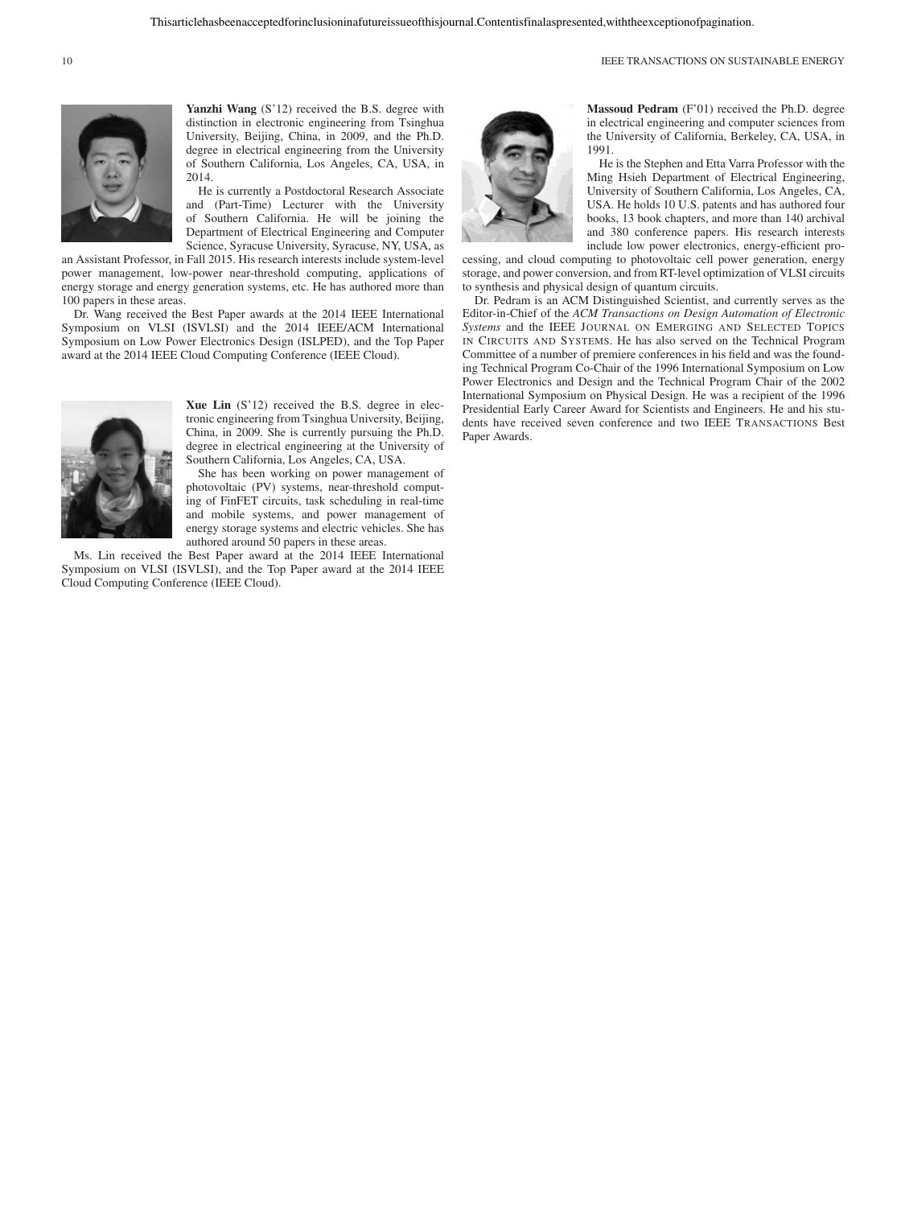**Yanzhi Wang** (S'12) received the B.S. degree with distinction in electronic engineering from Tsinghua University, Beijing, China, in 2009, and the Ph.D. degree in electrical engineering from the University of Southern California, Los Angeles, CA, USA, in 2014.

He is currently a Postdoctoral Research Associate and (Part-Time) Lecturer with the University of Southern California. He will be joining the Department of Electrical Engineering and Computer Science, Syracuse University, Syracuse, NY, USA, as an Assistant Professor, in Fall 2015. His research interests include system-level power management, low-power near-threshold computing, applications of energy storage and energy generation systems, etc. He has authored more than 100 papers in these areas.

Dr. Wang received the Best Paper awards at the 2014 IEEE International Symposium on VLSI (ISVLSI) and the 2014 IEEE/ACM International Symposium on Low Power Electronics Design (ISLPED), and the Top Paper award at the 2014 IEEE Cloud Computing Conference (IEEE Cloud).

**Xue Lin** (S'12) received the B.S. degree in electronic engineering from Tsinghua University, Beijing, China, in 2009. She is currently pursuing the Ph.D. degree in electrical engineering at the University of Southern California, Los Angeles, CA, USA.

She has been working on power management of photovoltaic (PV) systems, near-threshold computing of FinFET circuits, task scheduling in real-time and mobile systems, and power management of energy storage systems and electric vehicles. She has authored around 50 papers in these areas.

Ms. Lin received the Best Paper award at the 2014 IEEE International Symposium on VLSI (ISVLSI), and the Top Paper award at the 2014 IEEE Cloud Computing Conference (IEEE Cloud).

**Massoud Pedram** (F'01) received the Ph.D. degree in electrical engineering and computer sciences from the University of California, Berkeley, CA, USA, in 1991.

He is the Stephen and Etta Varra Professor with the Ming Hsieh Department of Electrical Engineering, University of Southern California, Los Angeles, CA, USA. He holds 10 U.S. patents and has authored four books, 13 book chapters, and more than 140 archival and 380 conference papers. His research interests include low power electronics, energy-efficient processing, and cloud computing to photovoltaic cell power generation, energy storage, and power conversion, and from RT-level optimization of VLSI circuits to synthesis and physical design of quantum circuits.

Dr. Pedram is an ACM Distinguished Scientist, and currently serves as the Editor-in-Chief of the *ACM Transactions on Design Automation of Electronic Systems* and the IEEE Journal on Emerging and Selected Topics in Circuits and Systems. He has also served on the Technical Program Committee of a number of premiere conferences in his field and was the founding Technical Program Co-Chair of the 1996 International Symposium on Low Power Electronics and Design and the Technical Program Chair of the 2002 International Symposium on Physical Design. He was a recipient of the 1996 Presidential Early Career Award for Scientists and Engineers. He and his students have received seven conference and two IEEE Transactions Best Paper Awards.